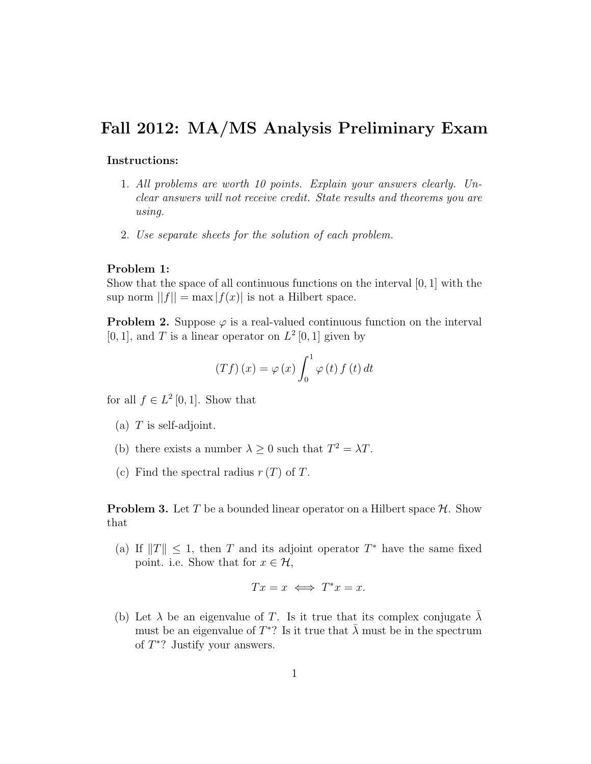# Fall 2012: MA/MS Analysis Preliminary Exam

**Instructions:**

1. *All problems are worth 10 points. Explain your answers clearly. Unclear answers will not receive credit. State results and theorems you are using.*
2. *Use separate sheets for the solution of each problem.*

**Problem 1:**
Show that the space of all continuous functions on the interval $[0, 1]$ with the sup norm $||f|| = \max |f(x)|$ is not a Hilbert space.

**Problem 2.** Suppose $\varphi$ is a real-valued continuous function on the interval $[0, 1]$, and $T$ is a linear operator on $L^2[0, 1]$ given by

$$(Tf)(x) = \varphi(x) \int_0^1 \varphi(t) f(t) \, dt$$

for all $f \in L^2[0, 1]$. Show that

(a) $T$ is self-adjoint.

(b) there exists a number $\lambda \geq 0$ such that $T^2 = \lambda T$.

(c) Find the spectral radius $r(T)$ of $T$.

**Problem 3.** Let $T$ be a bounded linear operator on a Hilbert space $\mathcal{H}$. Show that

(a) If $\|T\| \leq 1$, then $T$ and its adjoint operator $T^*$ have the same fixed point. i.e. Show that for $x \in \mathcal{H}$,

$$Tx = x \iff T^*x = x.$$

(b) Let $\lambda$ be an eigenvalue of $T$. Is it true that its complex conjugate $\bar{\lambda}$ must be an eigenvalue of $T^*$? Is it true that $\bar{\lambda}$ must be in the spectrum of $T^*$? Justify your answers.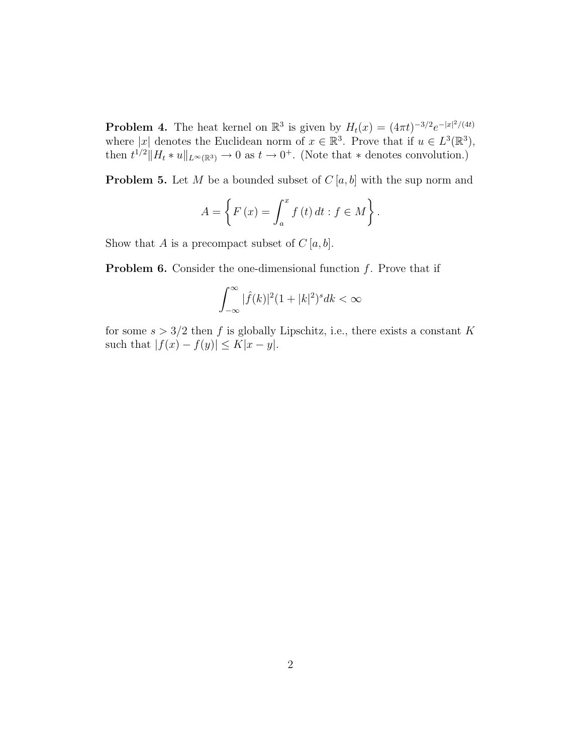**Problem 4.** The heat kernel on $\mathbb{R}^3$ is given by $H_t(x) = (4\pi t)^{-3/2} e^{-|x|^2/(4t)}$ where $|x|$ denotes the Euclidean norm of $x \in \mathbb{R}^3$. Prove that if $u \in L^3(\mathbb{R}^3)$, then $t^{1/2}\|H_t * u\|_{L^\infty(\mathbb{R}^3)} \to 0$ as $t \to 0^+$. (Note that $*$ denotes convolution.)

**Problem 5.** Let $M$ be a bounded subset of $C\,[a,b]$ with the sup norm and

$$A = \left\{ F\left(x\right) = \int_a^x f\left(t\right) dt : f \in M \right\}.$$

Show that $A$ is a precompact subset of $C\,[a,b]$.

**Problem 6.** Consider the one-dimensional function $f$. Prove that if

$$\int_{-\infty}^{\infty} |\hat{f}(k)|^2 (1 + |k|^2)^s dk < \infty$$

for some $s > 3/2$ then $f$ is globally Lipschitz, i.e., there exists a constant $K$ such that $|f(x) - f(y)| \leq K|x - y|$.